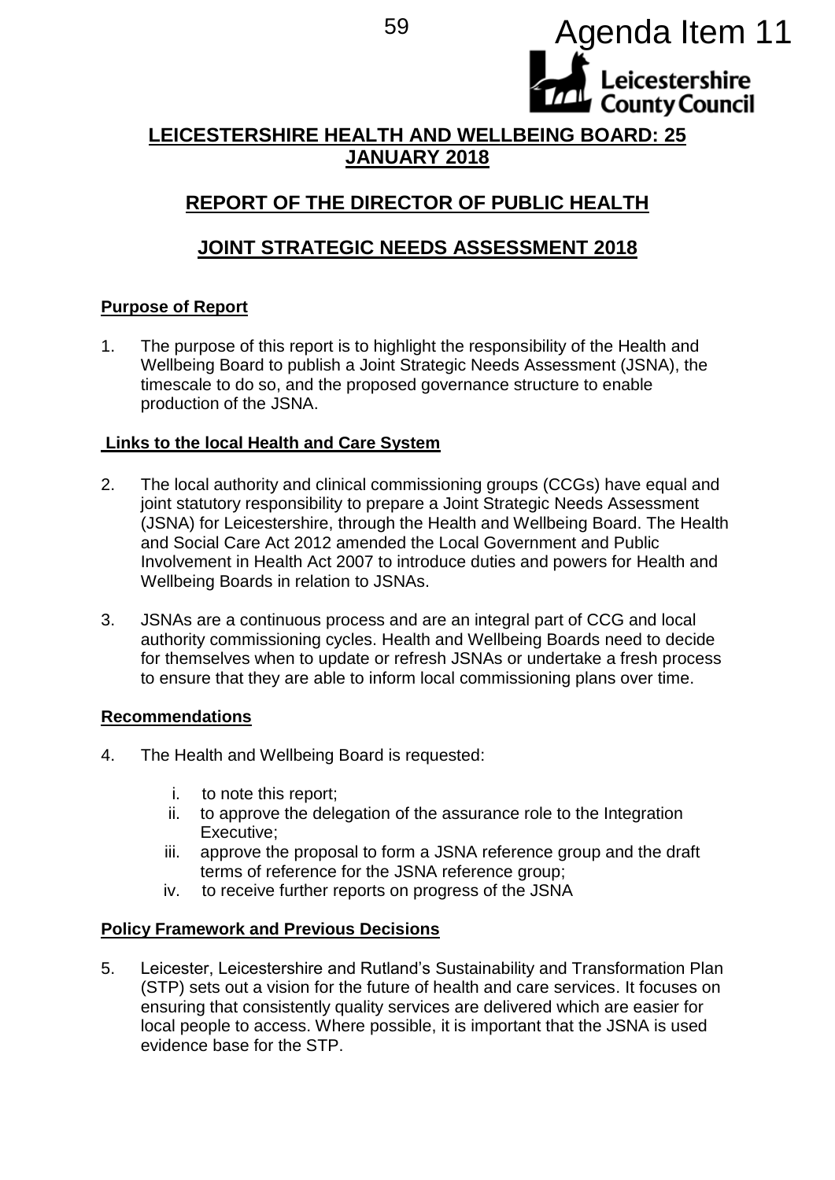Agenda Item 11

# LEICESTERSHIRE HEALTH AND WELLBEING BOARD: 25 JANUARY 2018

## REPORT OF THE DIRECTOR OF PUBLIC HEALTH

## JOINT STRATEGIC NEEDS ASSESSMENT 2018

### Purpose of Report

1. The purpose of this report is to highlight the responsibility of the Health and Wellbeing Board to publish a Joint Strategic Needs Assessment (JSNA), the timescale to do so, and the proposed governance structure to enable production of the JSNA.

### Links to the local Health and Care System

2. The local authority and clinical commissioning groups (CCGs) have equal and joint statutory responsibility to prepare a Joint Strategic Needs Assessment (JSNA) for Leicestershire, through the Health and Wellbeing Board. The Health and Social Care Act 2012 amended the Local Government and Public Involvement in Health Act 2007 to introduce duties and powers for Health and Wellbeing Boards in relation to JSNAs.

3. JSNAs are a continuous process and are an integral part of CCG and local authority commissioning cycles. Health and Wellbeing Boards need to decide for themselves when to update or refresh JSNAs or undertake a fresh process to ensure that they are able to inform local commissioning plans over time.

### Recommendations

4. The Health and Wellbeing Board is requested:

   i. to note this report;
   ii. to approve the delegation of the assurance role to the Integration Executive;
   iii. approve the proposal to form a JSNA reference group and the draft terms of reference for the JSNA reference group;
   iv. to receive further reports on progress of the JSNA

### Policy Framework and Previous Decisions

5. Leicester, Leicestershire and Rutland's Sustainability and Transformation Plan (STP) sets out a vision for the future of health and care services. It focuses on ensuring that consistently quality services are delivered which are easier for local people to access. Where possible, it is important that the JSNA is used evidence base for the STP.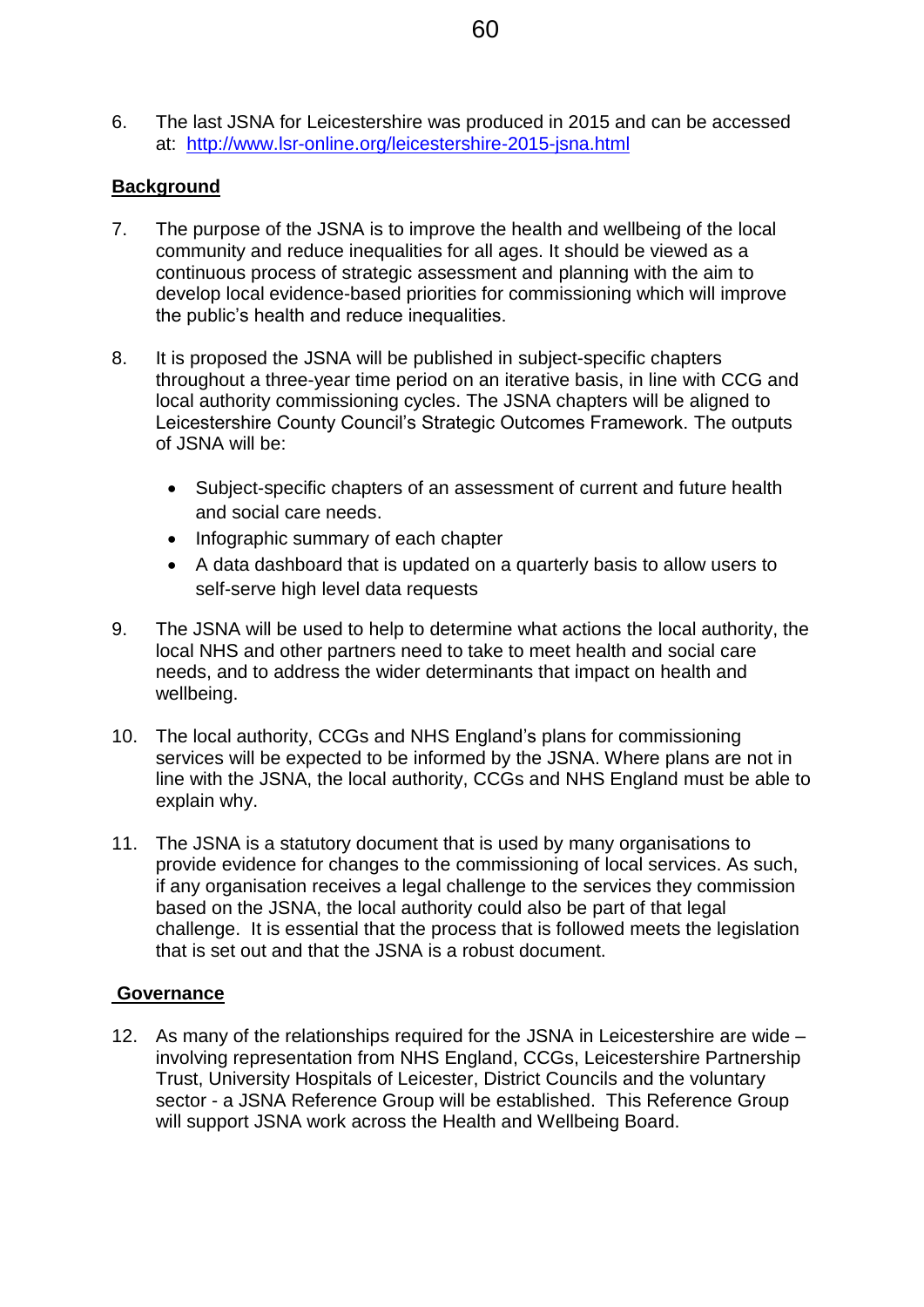6. The last JSNA for Leicestershire was produced in 2015 and can be accessed at: http://www.lsr-online.org/leicestershire-2015-jsna.html

**Background**

7. The purpose of the JSNA is to improve the health and wellbeing of the local community and reduce inequalities for all ages. It should be viewed as a continuous process of strategic assessment and planning with the aim to develop local evidence-based priorities for commissioning which will improve the public's health and reduce inequalities.

8. It is proposed the JSNA will be published in subject-specific chapters throughout a three-year time period on an iterative basis, in line with CCG and local authority commissioning cycles. The JSNA chapters will be aligned to Leicestershire County Council's Strategic Outcomes Framework. The outputs of JSNA will be:

   - Subject-specific chapters of an assessment of current and future health and social care needs.
   - Infographic summary of each chapter
   - A data dashboard that is updated on a quarterly basis to allow users to self-serve high level data requests

9. The JSNA will be used to help to determine what actions the local authority, the local NHS and other partners need to take to meet health and social care needs, and to address the wider determinants that impact on health and wellbeing.

10. The local authority, CCGs and NHS England's plans for commissioning services will be expected to be informed by the JSNA. Where plans are not in line with the JSNA, the local authority, CCGs and NHS England must be able to explain why.

11. The JSNA is a statutory document that is used by many organisations to provide evidence for changes to the commissioning of local services. As such, if any organisation receives a legal challenge to the services they commission based on the JSNA, the local authority could also be part of that legal challenge. It is essential that the process that is followed meets the legislation that is set out and that the JSNA is a robust document.

**Governance**

12. As many of the relationships required for the JSNA in Leicestershire are wide – involving representation from NHS England, CCGs, Leicestershire Partnership Trust, University Hospitals of Leicester, District Councils and the voluntary sector - a JSNA Reference Group will be established. This Reference Group will support JSNA work across the Health and Wellbeing Board.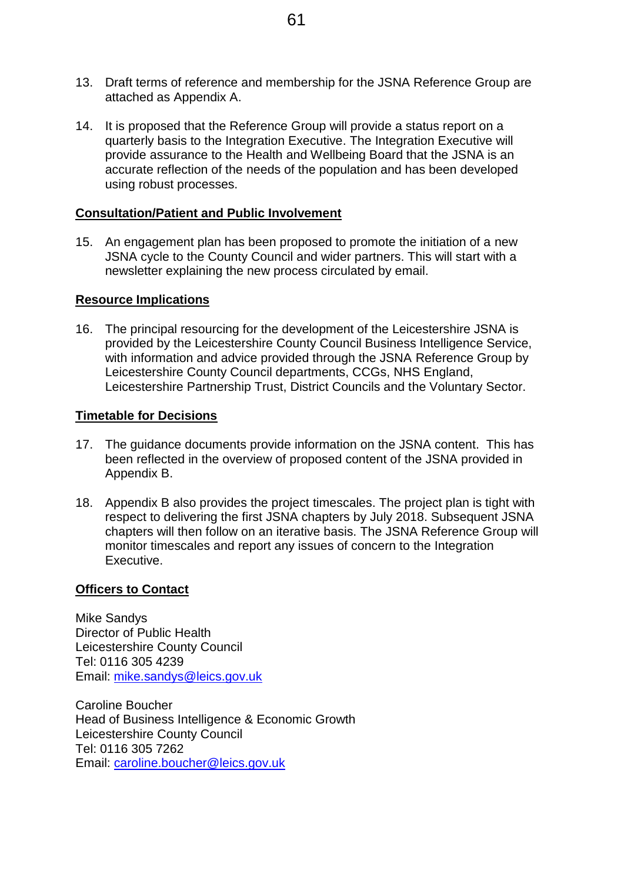13. Draft terms of reference and membership for the JSNA Reference Group are attached as Appendix A.

14. It is proposed that the Reference Group will provide a status report on a quarterly basis to the Integration Executive. The Integration Executive will provide assurance to the Health and Wellbeing Board that the JSNA is an accurate reflection of the needs of the population and has been developed using robust processes.

**Consultation/Patient and Public Involvement**

15. An engagement plan has been proposed to promote the initiation of a new JSNA cycle to the County Council and wider partners. This will start with a newsletter explaining the new process circulated by email.

**Resource Implications**

16. The principal resourcing for the development of the Leicestershire JSNA is provided by the Leicestershire County Council Business Intelligence Service, with information and advice provided through the JSNA Reference Group by Leicestershire County Council departments, CCGs, NHS England, Leicestershire Partnership Trust, District Councils and the Voluntary Sector.

**Timetable for Decisions**

17. The guidance documents provide information on the JSNA content. This has been reflected in the overview of proposed content of the JSNA provided in Appendix B.

18. Appendix B also provides the project timescales. The project plan is tight with respect to delivering the first JSNA chapters by July 2018. Subsequent JSNA chapters will then follow on an iterative basis. The JSNA Reference Group will monitor timescales and report any issues of concern to the Integration Executive.

**Officers to Contact**

Mike Sandys
Director of Public Health
Leicestershire County Council
Tel: 0116 305 4239
Email: mike.sandys@leics.gov.uk

Caroline Boucher
Head of Business Intelligence & Economic Growth
Leicestershire County Council
Tel: 0116 305 7262
Email: caroline.boucher@leics.gov.uk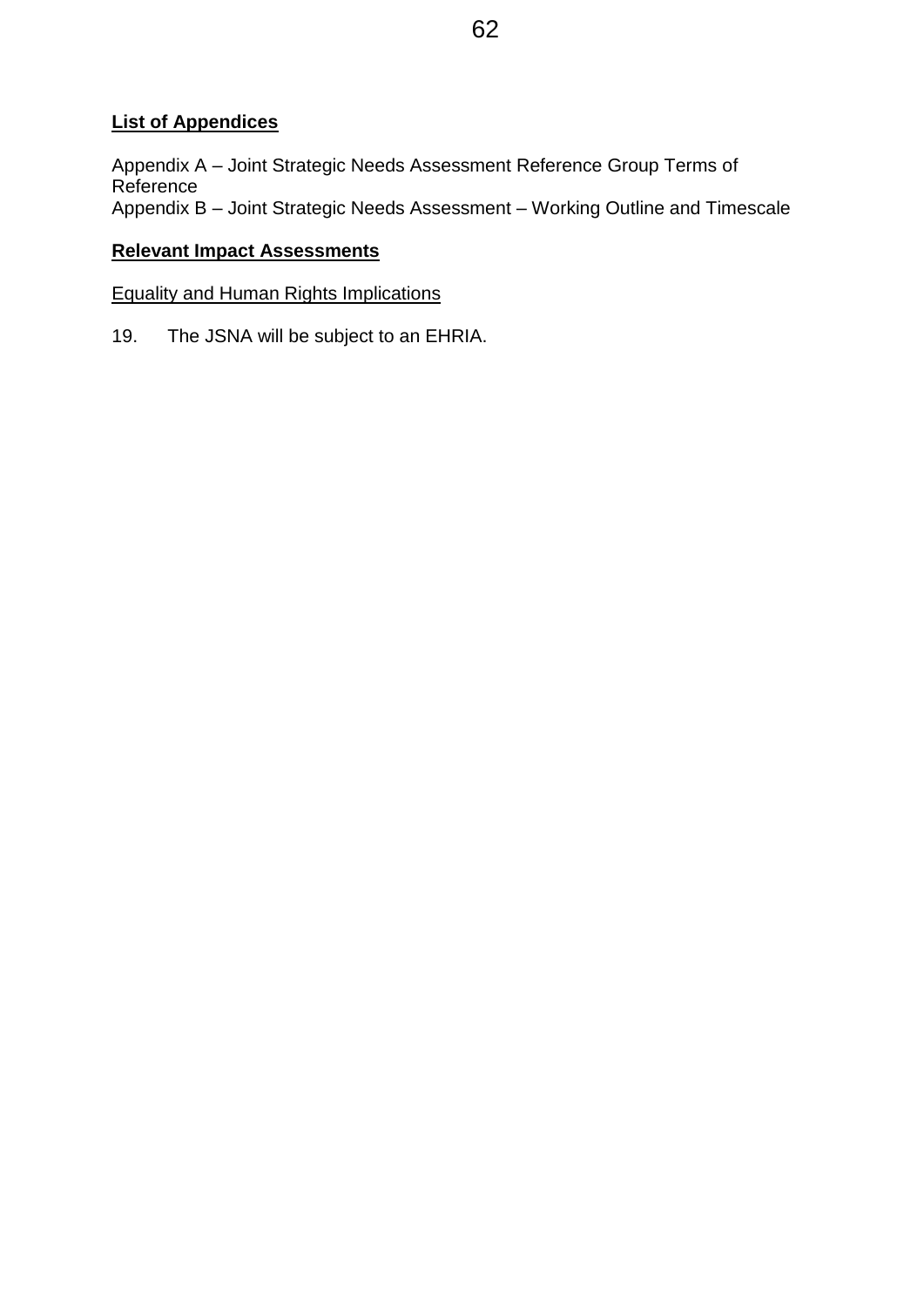**List of Appendices**

Appendix A – Joint Strategic Needs Assessment Reference Group Terms of Reference
Appendix B – Joint Strategic Needs Assessment – Working Outline and Timescale

**Relevant Impact Assessments**

Equality and Human Rights Implications

19. The JSNA will be subject to an EHRIA.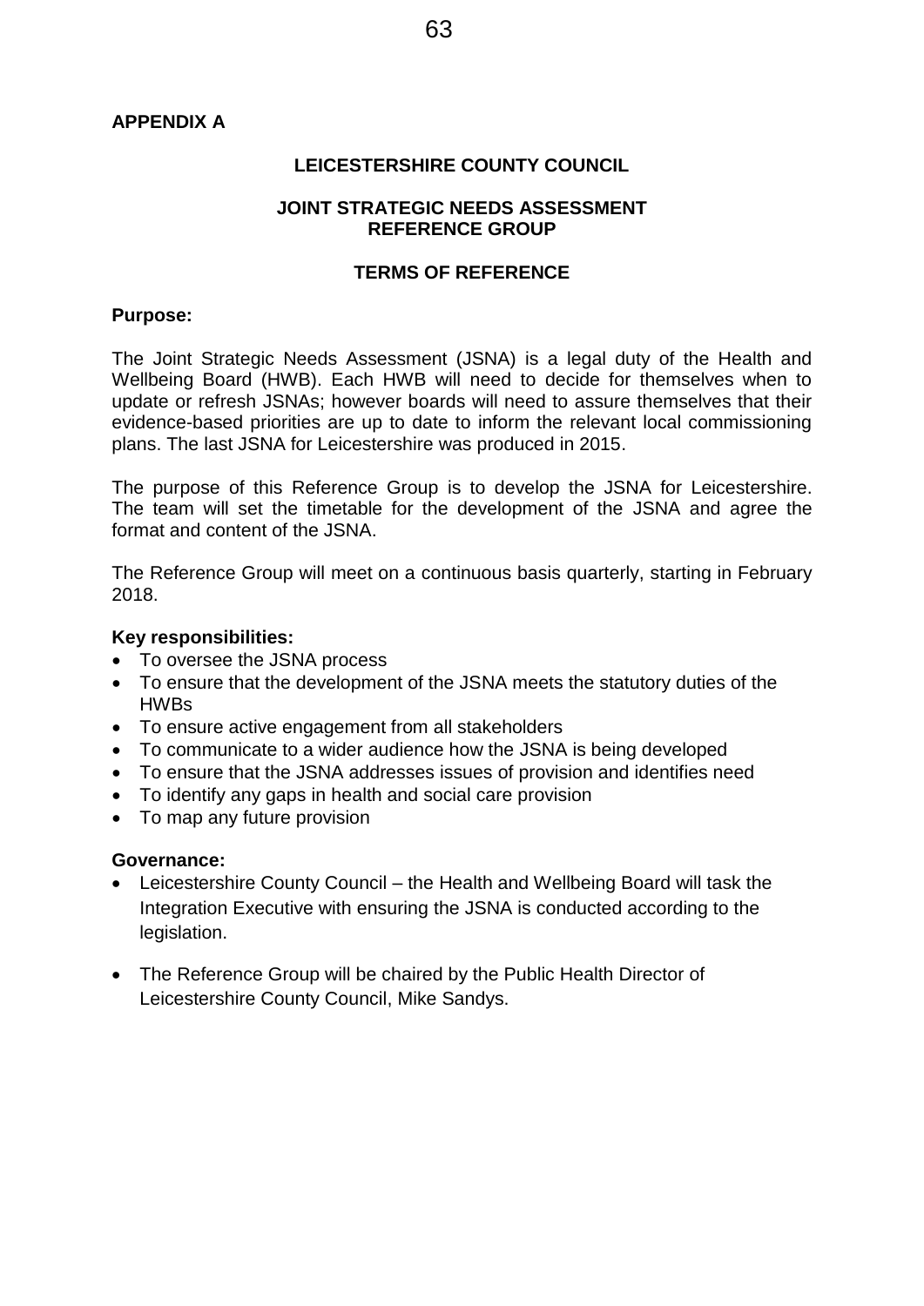**APPENDIX A**

# LEICESTERSHIRE COUNTY COUNCIL

## JOINT STRATEGIC NEEDS ASSESSMENT REFERENCE GROUP

## TERMS OF REFERENCE

**Purpose:**

The Joint Strategic Needs Assessment (JSNA) is a legal duty of the Health and Wellbeing Board (HWB). Each HWB will need to decide for themselves when to update or refresh JSNAs; however boards will need to assure themselves that their evidence-based priorities are up to date to inform the relevant local commissioning plans. The last JSNA for Leicestershire was produced in 2015.

The purpose of this Reference Group is to develop the JSNA for Leicestershire. The team will set the timetable for the development of the JSNA and agree the format and content of the JSNA.

The Reference Group will meet on a continuous basis quarterly, starting in February 2018.

**Key responsibilities:**

- To oversee the JSNA process
- To ensure that the development of the JSNA meets the statutory duties of the HWBs
- To ensure active engagement from all stakeholders
- To communicate to a wider audience how the JSNA is being developed
- To ensure that the JSNA addresses issues of provision and identifies need
- To identify any gaps in health and social care provision
- To map any future provision

**Governance:**

- Leicestershire County Council – the Health and Wellbeing Board will task the Integration Executive with ensuring the JSNA is conducted according to the legislation.
- The Reference Group will be chaired by the Public Health Director of Leicestershire County Council, Mike Sandys.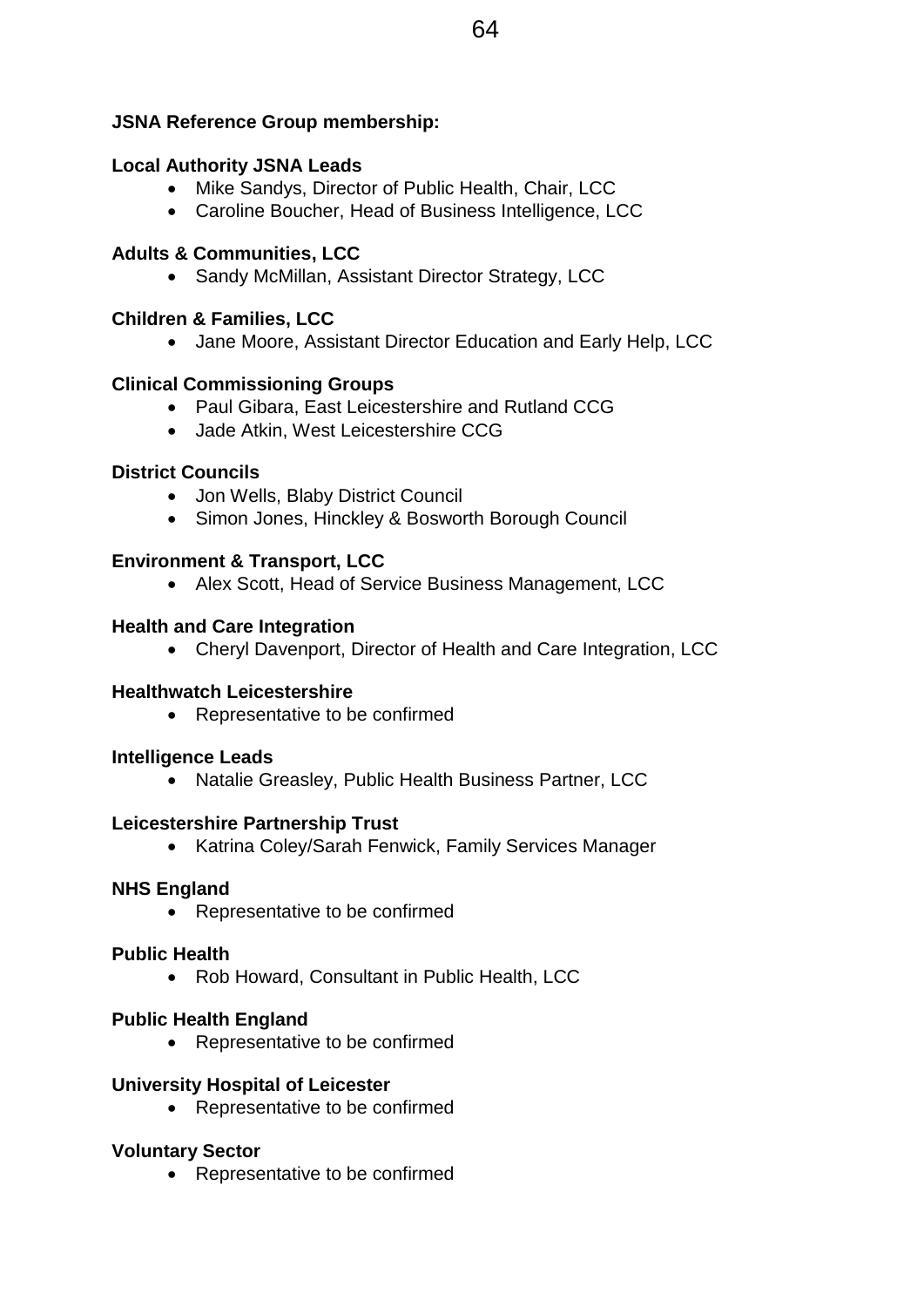**JSNA Reference Group membership:**

**Local Authority JSNA Leads**

- Mike Sandys, Director of Public Health, Chair, LCC
- Caroline Boucher, Head of Business Intelligence, LCC

**Adults & Communities, LCC**

- Sandy McMillan, Assistant Director Strategy, LCC

**Children & Families, LCC**

- Jane Moore, Assistant Director Education and Early Help, LCC

**Clinical Commissioning Groups**

- Paul Gibara, East Leicestershire and Rutland CCG
- Jade Atkin, West Leicestershire CCG

**District Councils**

- Jon Wells, Blaby District Council
- Simon Jones, Hinckley & Bosworth Borough Council

**Environment & Transport, LCC**

- Alex Scott, Head of Service Business Management, LCC

**Health and Care Integration**

- Cheryl Davenport, Director of Health and Care Integration, LCC

**Healthwatch Leicestershire**

- Representative to be confirmed

**Intelligence Leads**

- Natalie Greasley, Public Health Business Partner, LCC

**Leicestershire Partnership Trust**

- Katrina Coley/Sarah Fenwick, Family Services Manager

**NHS England**

- Representative to be confirmed

**Public Health**

- Rob Howard, Consultant in Public Health, LCC

**Public Health England**

- Representative to be confirmed

**University Hospital of Leicester**

- Representative to be confirmed

**Voluntary Sector**

- Representative to be confirmed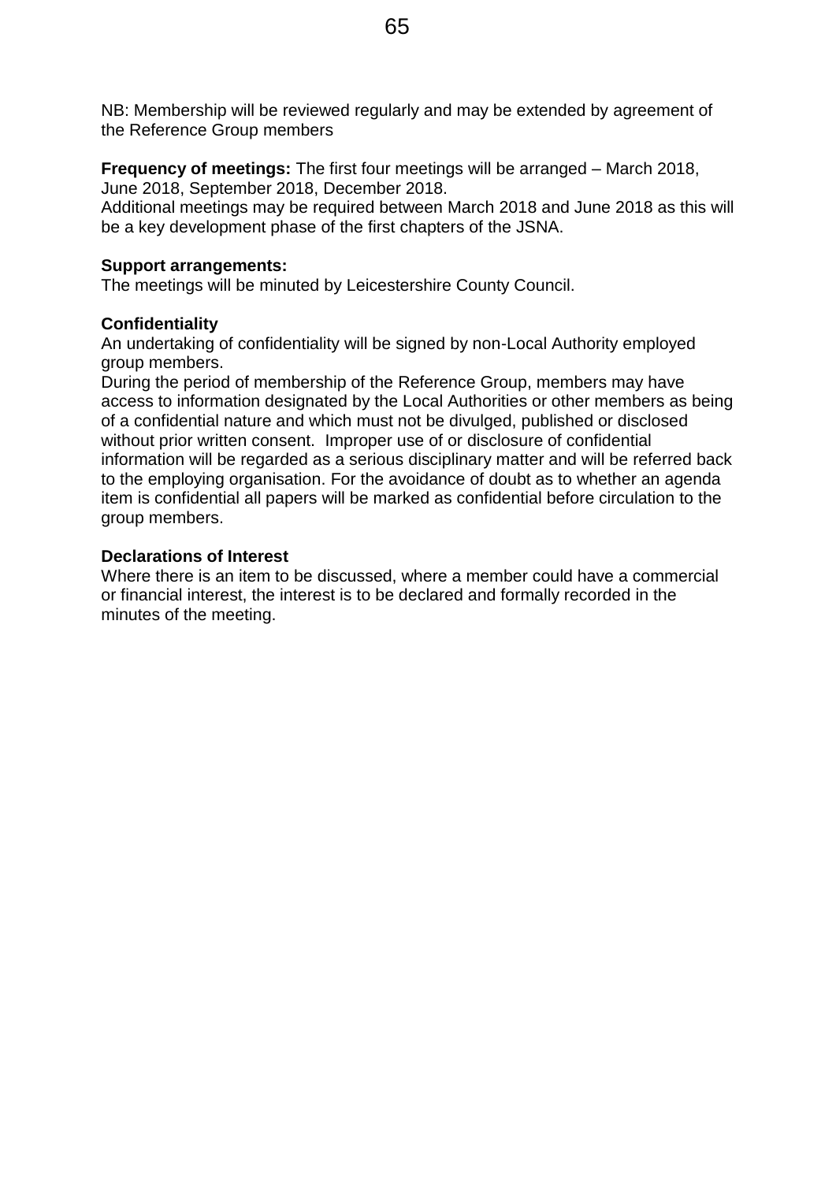NB: Membership will be reviewed regularly and may be extended by agreement of the Reference Group members

**Frequency of meetings:** The first four meetings will be arranged – March 2018, June 2018, September 2018, December 2018.
Additional meetings may be required between March 2018 and June 2018 as this will be a key development phase of the first chapters of the JSNA.

**Support arrangements:**
The meetings will be minuted by Leicestershire County Council.

**Confidentiality**
An undertaking of confidentiality will be signed by non-Local Authority employed group members.
During the period of membership of the Reference Group, members may have access to information designated by the Local Authorities or other members as being of a confidential nature and which must not be divulged, published or disclosed without prior written consent. Improper use of or disclosure of confidential information will be regarded as a serious disciplinary matter and will be referred back to the employing organisation. For the avoidance of doubt as to whether an agenda item is confidential all papers will be marked as confidential before circulation to the group members.

**Declarations of Interest**
Where there is an item to be discussed, where a member could have a commercial or financial interest, the interest is to be declared and formally recorded in the minutes of the meeting.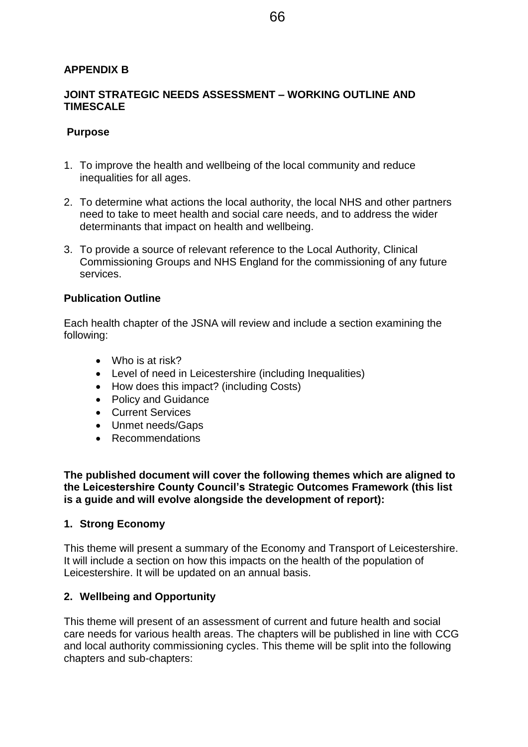**APPENDIX B**

## JOINT STRATEGIC NEEDS ASSESSMENT – WORKING OUTLINE AND TIMESCALE

### Purpose

1. To improve the health and wellbeing of the local community and reduce inequalities for all ages.

2. To determine what actions the local authority, the local NHS and other partners need to take to meet health and social care needs, and to address the wider determinants that impact on health and wellbeing.

3. To provide a source of relevant reference to the Local Authority, Clinical Commissioning Groups and NHS England for the commissioning of any future services.

### Publication Outline

Each health chapter of the JSNA will review and include a section examining the following:

- Who is at risk?
- Level of need in Leicestershire (including Inequalities)
- How does this impact? (including Costs)
- Policy and Guidance
- Current Services
- Unmet needs/Gaps
- Recommendations

**The published document will cover the following themes which are aligned to the Leicestershire County Council's Strategic Outcomes Framework (this list is a guide and will evolve alongside the development of report):**

### 1. Strong Economy

This theme will present a summary of the Economy and Transport of Leicestershire. It will include a section on how this impacts on the health of the population of Leicestershire. It will be updated on an annual basis.

### 2. Wellbeing and Opportunity

This theme will present of an assessment of current and future health and social care needs for various health areas. The chapters will be published in line with CCG and local authority commissioning cycles. This theme will be split into the following chapters and sub-chapters: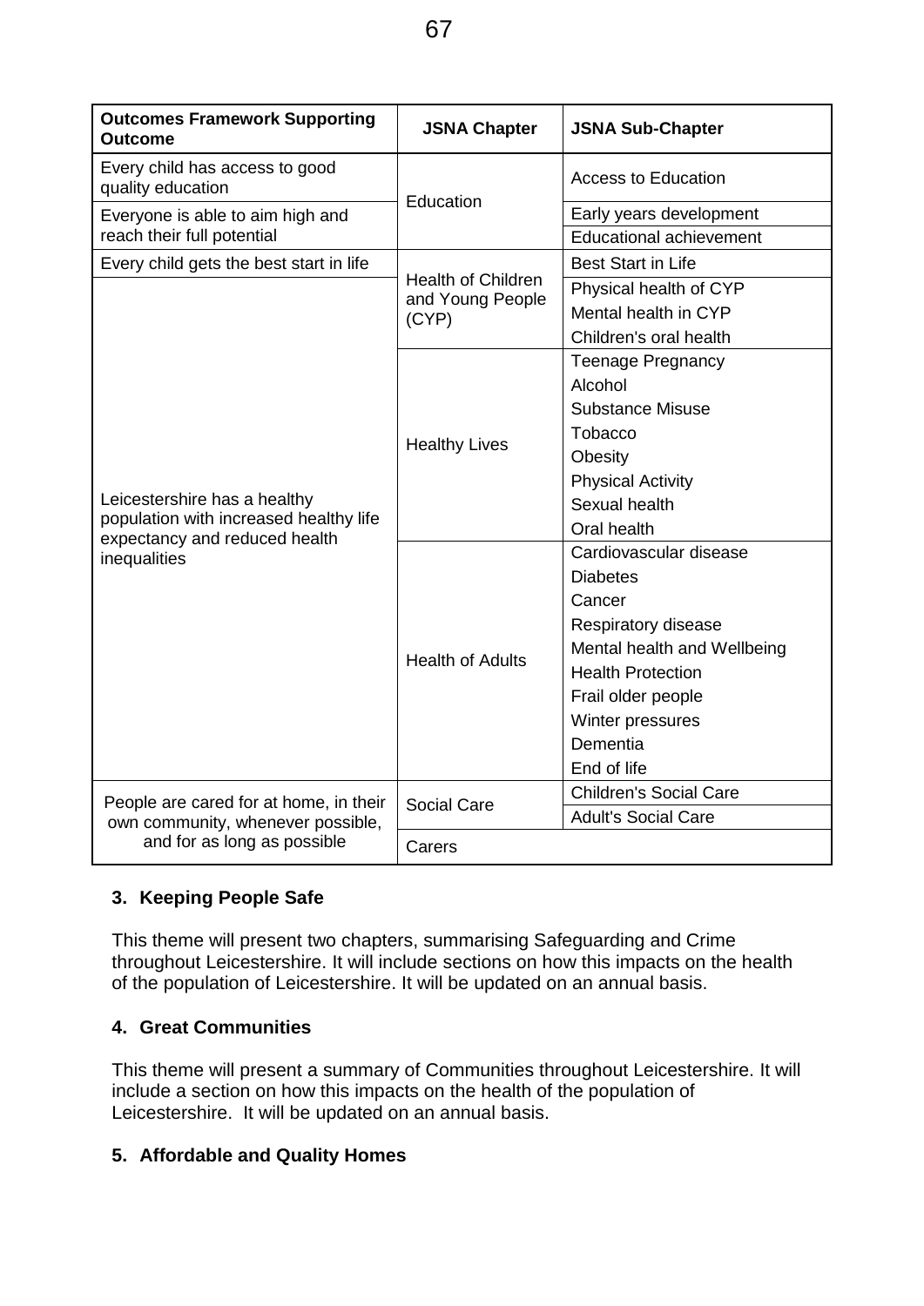| Outcomes Framework Supporting Outcome | JSNA Chapter | JSNA Sub-Chapter |
|---|---|---|
| Every child has access to good quality education | Education | Access to Education |
| Everyone is able to aim high and reach their full potential | | Early years development |
| | | Educational achievement |
| Every child gets the best start in life | Health of Children and Young People (CYP) | Best Start in Life |
| Leicestershire has a healthy population with increased healthy life expectancy and reduced health inequalities | | Physical health of CYP |
| | | Mental health in CYP |
| | | Children's oral health |
| | Healthy Lives | Teenage Pregnancy |
| | | Alcohol |
| | | Substance Misuse |
| | | Tobacco |
| | | Obesity |
| | | Physical Activity |
| | | Sexual health |
| | | Oral health |
| | Health of Adults | Cardiovascular disease |
| | | Diabetes |
| | | Cancer |
| | | Respiratory disease |
| | | Mental health and Wellbeing |
| | | Health Protection |
| | | Frail older people |
| | | Winter pressures |
| | | Dementia |
| | | End of life |
| People are cared for at home, in their own community, whenever possible, and for as long as possible | Social Care | Children's Social Care |
| | | Adult's Social Care |
| | Carers | |

**3. Keeping People Safe**

This theme will present two chapters, summarising Safeguarding and Crime throughout Leicestershire. It will include sections on how this impacts on the health of the population of Leicestershire. It will be updated on an annual basis.

**4. Great Communities**

This theme will present a summary of Communities throughout Leicestershire. It will include a section on how this impacts on the health of the population of Leicestershire. It will be updated on an annual basis.

**5. Affordable and Quality Homes**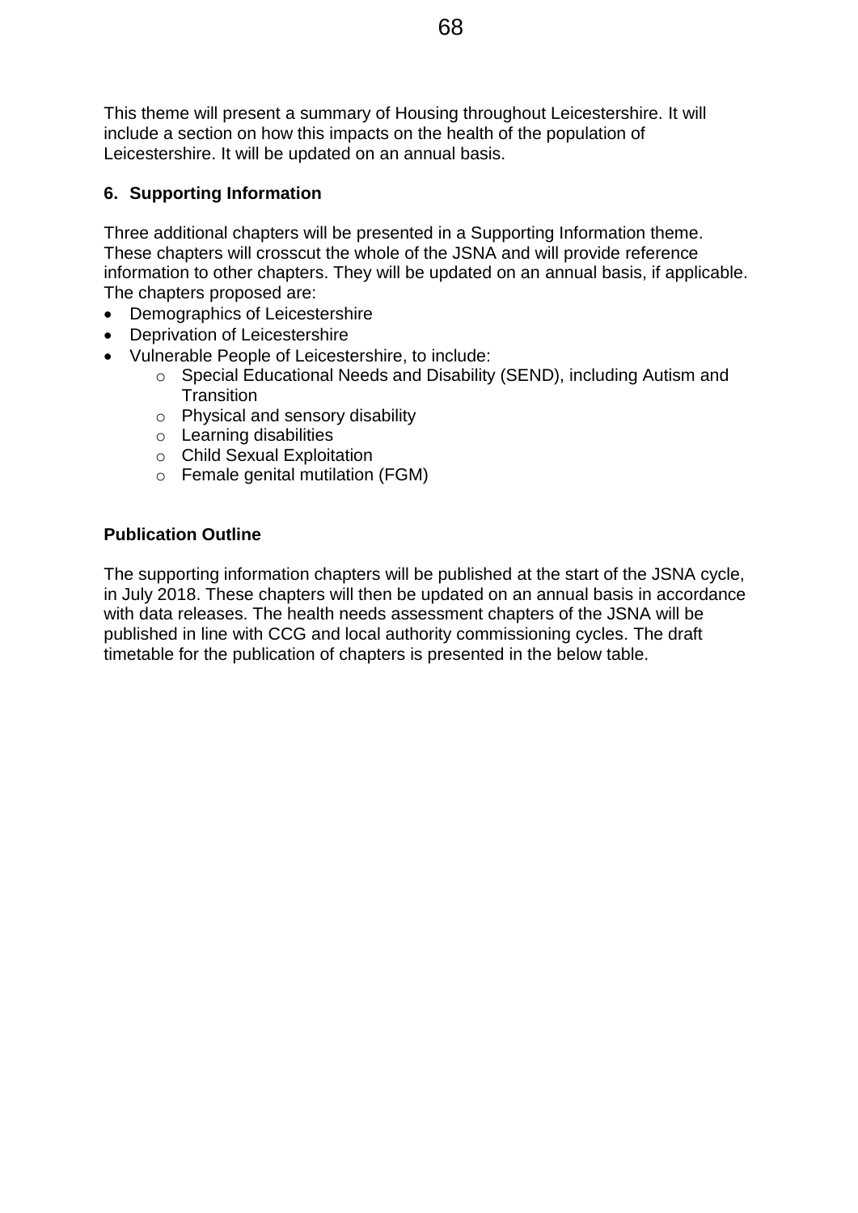This theme will present a summary of Housing throughout Leicestershire. It will include a section on how this impacts on the health of the population of Leicestershire. It will be updated on an annual basis.

## 6. Supporting Information

Three additional chapters will be presented in a Supporting Information theme. These chapters will crosscut the whole of the JSNA and will provide reference information to other chapters. They will be updated on an annual basis, if applicable. The chapters proposed are:

- Demographics of Leicestershire
- Deprivation of Leicestershire
- Vulnerable People of Leicestershire, to include:
    - Special Educational Needs and Disability (SEND), including Autism and Transition
    - Physical and sensory disability
    - Learning disabilities
    - Child Sexual Exploitation
    - Female genital mutilation (FGM)

## Publication Outline

The supporting information chapters will be published at the start of the JSNA cycle, in July 2018. These chapters will then be updated on an annual basis in accordance with data releases. The health needs assessment chapters of the JSNA will be published in line with CCG and local authority commissioning cycles. The draft timetable for the publication of chapters is presented in the below table.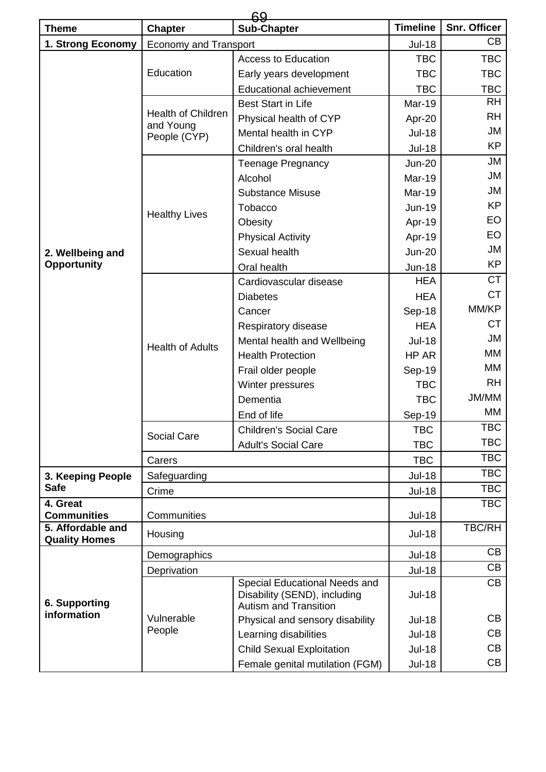| Theme | Chapter | Sub-Chapter | Timeline | Snr. Officer |
|---|---|---|---|---|
| 1. Strong Economy | Economy and Transport | | Jul-18 | CB |
| 2. Wellbeing and Opportunity | Education | Access to Education | TBC | TBC |
| | | Early years development | TBC | TBC |
| | | Educational achievement | TBC | TBC |
| | Health of Children and Young People (CYP) | Best Start in Life | Mar-19 | RH |
| | | Physical health of CYP | Apr-20 | RH |
| | | Mental health in CYP | Jul-18 | JM |
| | | Children's oral health | Jul-18 | KP |
| | Healthy Lives | Teenage Pregnancy | Jun-20 | JM |
| | | Alcohol | Mar-19 | JM |
| | | Substance Misuse | Mar-19 | JM |
| | | Tobacco | Jun-19 | KP |
| | | Obesity | Apr-19 | EO |
| | | Physical Activity | Apr-19 | EO |
| | | Sexual health | Jun-20 | JM |
| | | Oral health | Jun-18 | KP |
| | Health of Adults | Cardiovascular disease | HEA | CT |
| | | Diabetes | HEA | CT |
| | | Cancer | Sep-18 | MM/KP |
| | | Respiratory disease | HEA | CT |
| | | Mental health and Wellbeing | Jul-18 | JM |
| | | Health Protection | HP AR | MM |
| | | Frail older people | Sep-19 | MM |
| | | Winter pressures | TBC | RH |
| | | Dementia | TBC | JM/MM |
| | | End of life | Sep-19 | MM |
| | Social Care | Children's Social Care | TBC | TBC |
| | | Adult's Social Care | TBC | TBC |
| | Carers | | TBC | TBC |
| 3. Keeping People Safe | Safeguarding | | Jul-18 | TBC |
| | Crime | | Jul-18 | TBC |
| 4. Great Communities | Communities | | Jul-18 | TBC |
| 5. Affordable and Quality Homes | Housing | | Jul-18 | TBC/RH |
| 6. Supporting information | Demographics | | Jul-18 | CB |
| | Deprivation | | Jul-18 | CB |
| | Vulnerable People | Special Educational Needs and Disability (SEND), including Autism and Transition | Jul-18 | CB |
| | | Physical and sensory disability | Jul-18 | CB |
| | | Learning disabilities | Jul-18 | CB |
| | | Child Sexual Exploitation | Jul-18 | CB |
| | | Female genital mutilation (FGM) | Jul-18 | CB |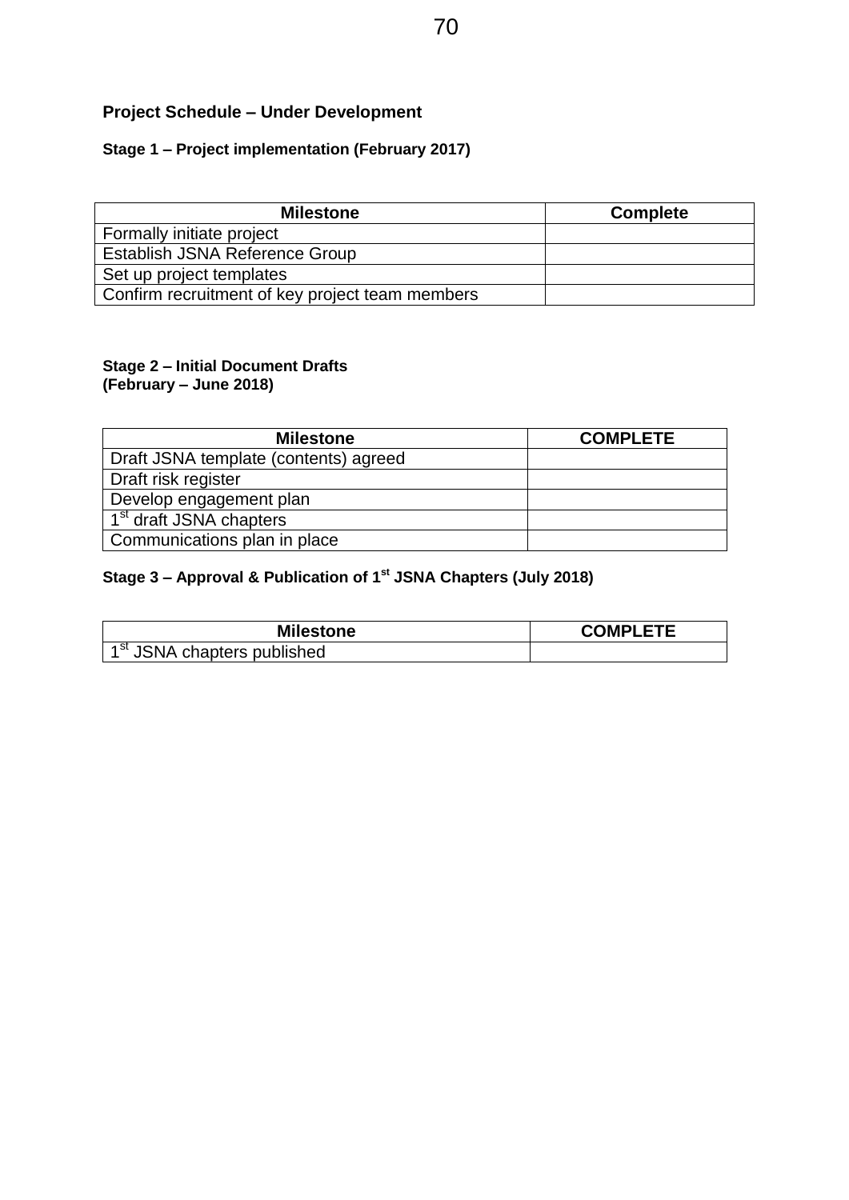## Project Schedule – Under Development

### Stage 1 – Project implementation (February 2017)

| Milestone | Complete |
|---|---|
| Formally initiate project | |
| Establish JSNA Reference Group | |
| Set up project templates | |
| Confirm recruitment of key project team members | |

### Stage 2 – Initial Document Drafts (February – June 2018)

| Milestone | COMPLETE |
|---|---|
| Draft JSNA template (contents) agreed | |
| Draft risk register | |
| Develop engagement plan | |
| 1st draft JSNA chapters | |
| Communications plan in place | |

### Stage 3 – Approval & Publication of 1st JSNA Chapters (July 2018)

| Milestone | COMPLETE |
|---|---|
| 1st JSNA chapters published | |